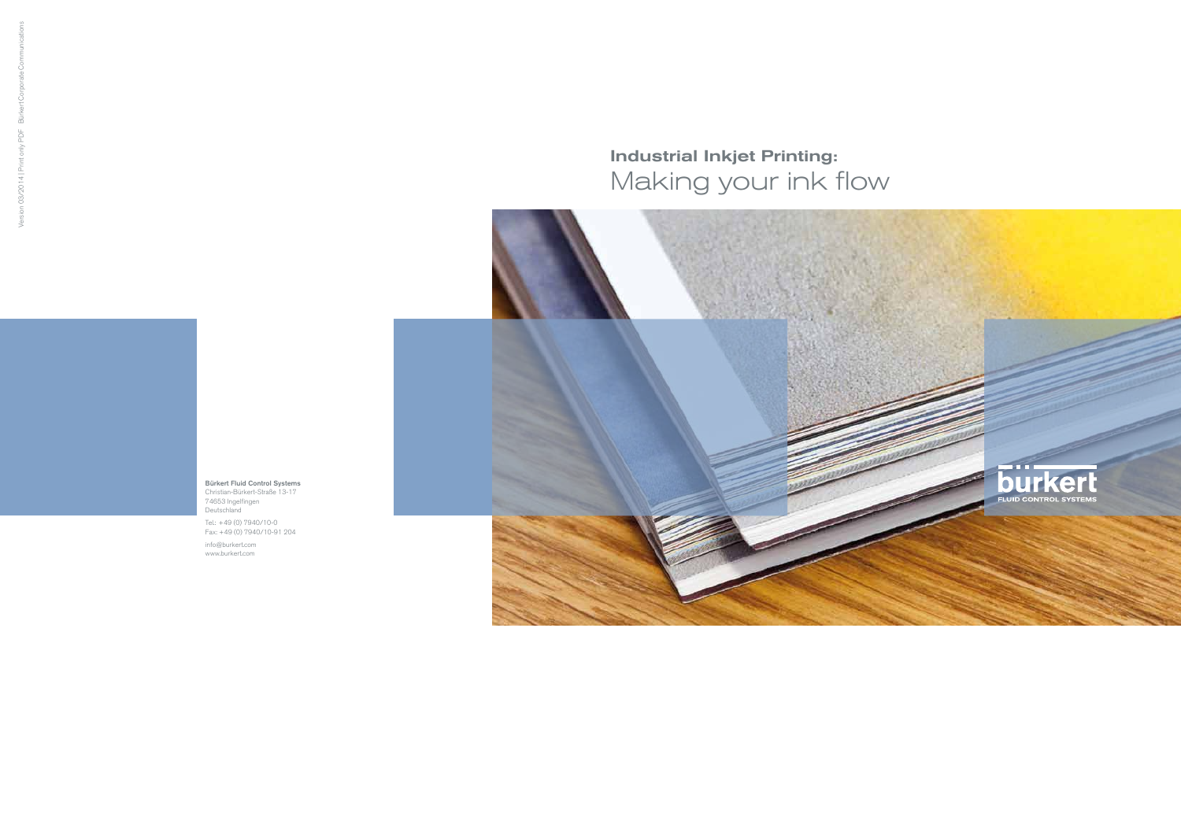# Industrial Inkjet Printing:
## Making your ink flow

**Bürkert Fluid Control Systems**
Christian-Bürkert-Straße 13-17
74653 Ingelfingen
Deutschland

Tel.: +49 (0) 7940/10-0
Fax: +49 (0) 7940/10-91 204

info@burkert.com
www.burkert.com

Version 03/2014 | Print only PDF   Bürkert Corporate Communications

bürkert
FLUID CONTROL SYSTEMS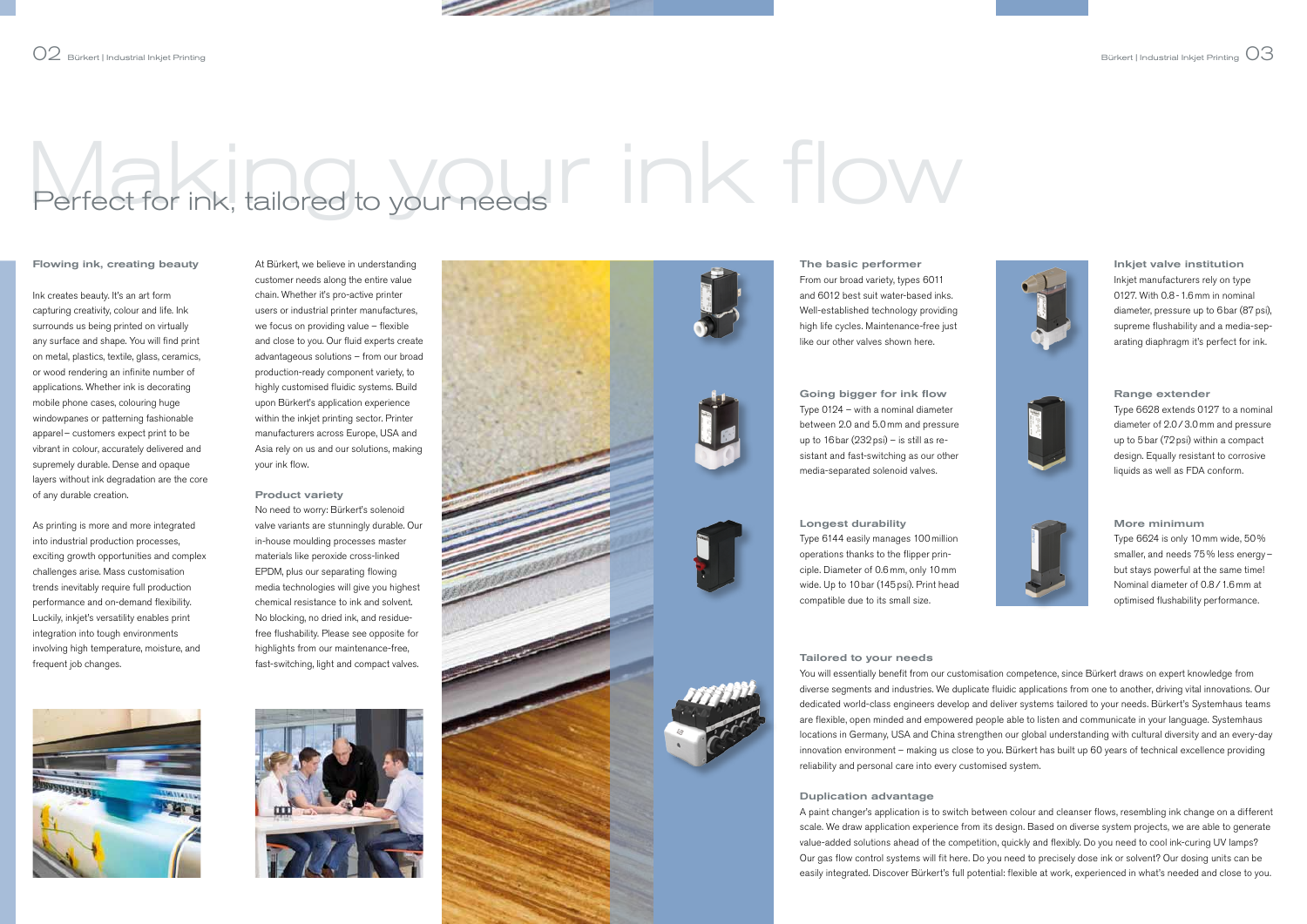# Making your ink flow

## Perfect for ink, tailored to your needs

### Flowing ink, creating beauty

Ink creates beauty. It's an art form capturing creativity, colour and life. Ink surrounds us being printed on virtually any surface and shape. You will find print on metal, plastics, textile, glass, ceramics, or wood rendering an infinite number of applications. Whether ink is decorating mobile phone cases, colouring huge windowpanes or patterning fashionable apparel – customers expect print to be vibrant in colour, accurately delivered and supremely durable. Dense and opaque layers without ink degradation are the core of any durable creation.

As printing is more and more integrated into industrial production processes, exciting growth opportunities and complex challenges arise. Mass customisation trends inevitably require full production performance and on-demand flexibility. Luckily, inkjet's versatility enables print integration into tough environments involving high temperature, moisture, and frequent job changes.

At Bürkert, we believe in understanding customer needs along the entire value chain. Whether it's pro-active printer users or industrial printer manufactures, we focus on providing value – flexible and close to you. Our fluid experts create advantageous solutions – from our broad production-ready component variety, to highly customised fluidic systems. Build upon Bürkert's application experience within the inkjet printing sector. Printer manufacturers across Europe, USA and Asia rely on us and our solutions, making your ink flow.

### Product variety

No need to worry: Bürkert's solenoid valve variants are stunningly durable. Our in-house moulding processes master materials like peroxide cross-linked EPDM, plus our separating flowing media technologies will give you highest chemical resistance to ink and solvent. No blocking, no dried ink, and residue-free flushability. Please see opposite for highlights from our maintenance-free, fast-switching, light and compact valves.

### The basic performer

From our broad variety, types 6011 and 6012 best suit water-based inks. Well-established technology providing high life cycles. Maintenance-free just like our other valves shown here.

### Inkjet valve institution

Inkjet manufacturers rely on type 0127. With 0.8 - 1.6 mm in nominal diameter, pressure up to 6 bar (87 psi), supreme flushability and a media-separating diaphragm it's perfect for ink.

### Going bigger for ink flow

Type 0124 – with a nominal diameter between 2.0 and 5.0 mm and pressure up to 16 bar (232 psi) – is still as resistant and fast-switching as our other media-separated solenoid valves.

### Range extender

Type 6628 extends 0127 to a nominal diameter of 2.0 / 3.0 mm and pressure up to 5 bar (72 psi) within a compact design. Equally resistant to corrosive liquids as well as FDA conform.

### Longest durability

Type 6144 easily manages 100 million operations thanks to the flipper principle. Diameter of 0.6 mm, only 10 mm wide. Up to 10 bar (145 psi). Print head compatible due to its small size.

### More minimum

Type 6624 is only 10 mm wide, 50 % smaller, and needs 75 % less energy – but stays powerful at the same time! Nominal diameter of 0.8 / 1.6 mm at optimised flushability performance.

### Tailored to your needs

You will essentially benefit from our customisation competence, since Bürkert draws on expert knowledge from diverse segments and industries. We duplicate fluidic applications from one to another, driving vital innovations. Our dedicated world-class engineers develop and deliver systems tailored to your needs. Bürkert's Systemhaus teams are flexible, open minded and empowered people able to listen and communicate in your language. Systemhaus locations in Germany, USA and China strengthen our global understanding with cultural diversity and an every-day innovation environment – making us close to you. Bürkert has built up 60 years of technical excellence providing reliability and personal care into every customised system.

### Duplication advantage

A paint changer's application is to switch between colour and cleanser flows, resembling ink change on a different scale. We draw application experience from its design. Based on diverse system projects, we are able to generate value-added solutions ahead of the competition, quickly and flexibly. Do you need to cool ink-curing UV lamps? Our gas flow control systems will fit here. Do you need to precisely dose ink or solvent? Our dosing units can be easily integrated. Discover Bürkert's full potential: flexible at work, experienced in what's needed and close to you.